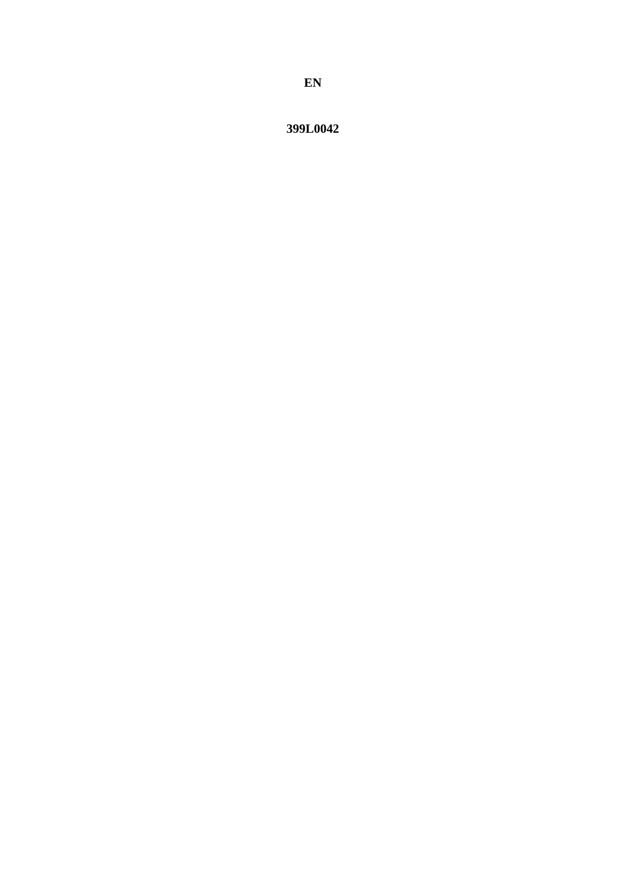**EN**

**399L0042**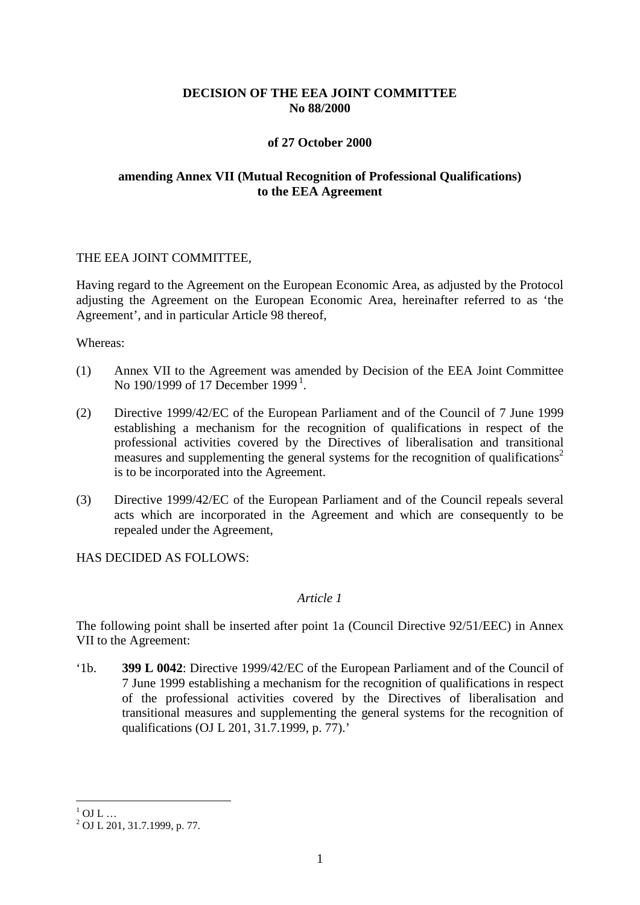**DECISION OF THE EEA JOINT COMMITTEE**
**No 88/2000**

**of 27 October 2000**

**amending Annex VII (Mutual Recognition of Professional Qualifications) to the EEA Agreement**

THE EEA JOINT COMMITTEE,

Having regard to the Agreement on the European Economic Area, as adjusted by the Protocol adjusting the Agreement on the European Economic Area, hereinafter referred to as 'the Agreement', and in particular Article 98 thereof,

Whereas:

(1) Annex VII to the Agreement was amended by Decision of the EEA Joint Committee No 190/1999 of 17 December 1999[1].

(2) Directive 1999/42/EC of the European Parliament and of the Council of 7 June 1999 establishing a mechanism for the recognition of qualifications in respect of the professional activities covered by the Directives of liberalisation and transitional measures and supplementing the general systems for the recognition of qualifications[2] is to be incorporated into the Agreement.

(3) Directive 1999/42/EC of the European Parliament and of the Council repeals several acts which are incorporated in the Agreement and which are consequently to be repealed under the Agreement,

HAS DECIDED AS FOLLOWS:

*Article 1*

The following point shall be inserted after point 1a (Council Directive 92/51/EEC) in Annex VII to the Agreement:

'1b. **399 L 0042**: Directive 1999/42/EC of the European Parliament and of the Council of 7 June 1999 establishing a mechanism for the recognition of qualifications in respect of the professional activities covered by the Directives of liberalisation and transitional measures and supplementing the general systems for the recognition of qualifications (OJ L 201, 31.7.1999, p. 77).'

---

[1] OJ L …
[2] OJ L 201, 31.7.1999, p. 77.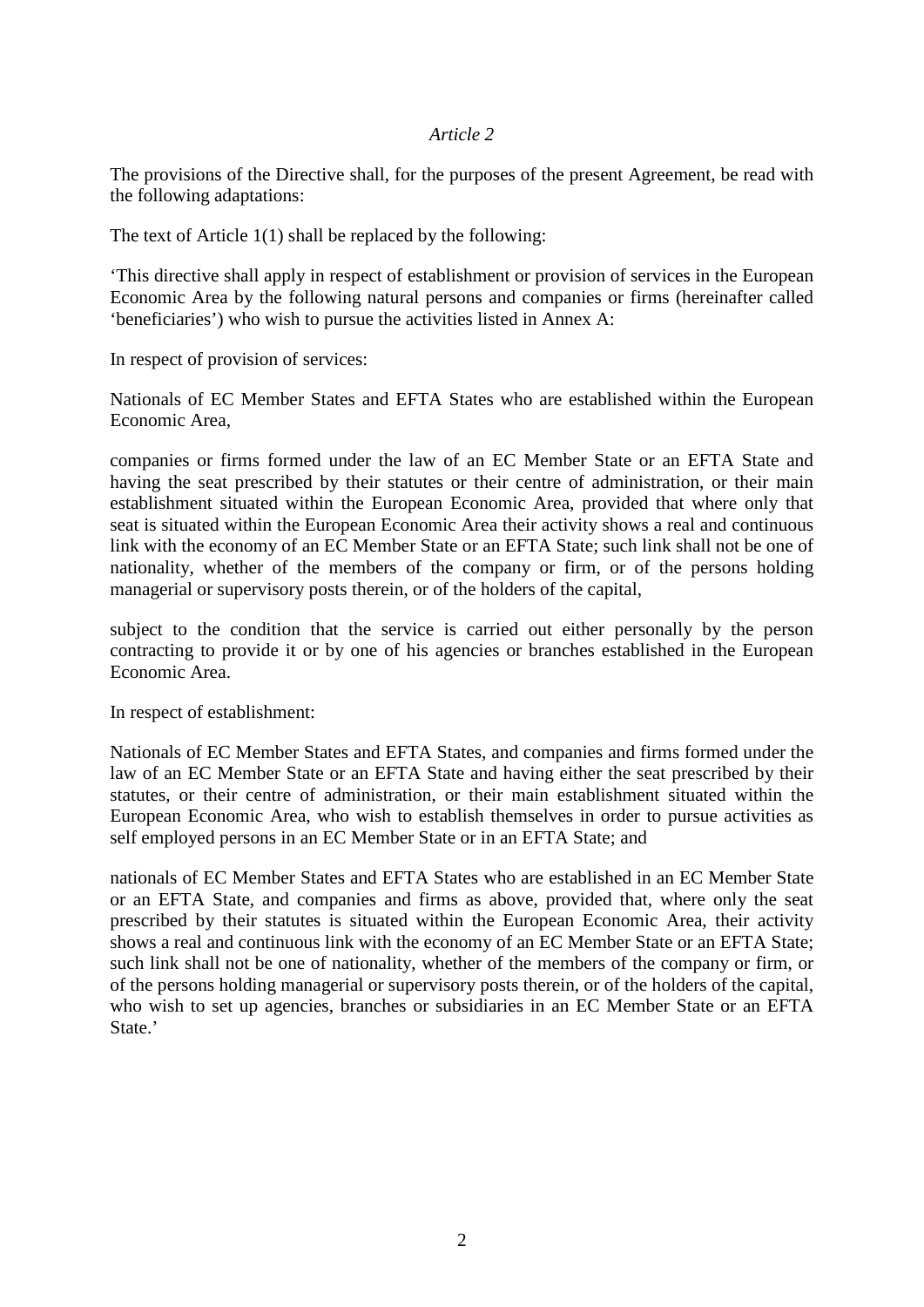*Article 2*

The provisions of the Directive shall, for the purposes of the present Agreement, be read with the following adaptations:

The text of Article 1(1) shall be replaced by the following:

'This directive shall apply in respect of establishment or provision of services in the European Economic Area by the following natural persons and companies or firms (hereinafter called 'beneficiaries') who wish to pursue the activities listed in Annex A:

In respect of provision of services:

Nationals of EC Member States and EFTA States who are established within the European Economic Area,

companies or firms formed under the law of an EC Member State or an EFTA State and having the seat prescribed by their statutes or their centre of administration, or their main establishment situated within the European Economic Area, provided that where only that seat is situated within the European Economic Area their activity shows a real and continuous link with the economy of an EC Member State or an EFTA State; such link shall not be one of nationality, whether of the members of the company or firm, or of the persons holding managerial or supervisory posts therein, or of the holders of the capital,

subject to the condition that the service is carried out either personally by the person contracting to provide it or by one of his agencies or branches established in the European Economic Area.

In respect of establishment:

Nationals of EC Member States and EFTA States, and companies and firms formed under the law of an EC Member State or an EFTA State and having either the seat prescribed by their statutes, or their centre of administration, or their main establishment situated within the European Economic Area, who wish to establish themselves in order to pursue activities as self employed persons in an EC Member State or in an EFTA State; and

nationals of EC Member States and EFTA States who are established in an EC Member State or an EFTA State, and companies and firms as above, provided that, where only the seat prescribed by their statutes is situated within the European Economic Area, their activity shows a real and continuous link with the economy of an EC Member State or an EFTA State; such link shall not be one of nationality, whether of the members of the company or firm, or of the persons holding managerial or supervisory posts therein, or of the holders of the capital, who wish to set up agencies, branches or subsidiaries in an EC Member State or an EFTA State.'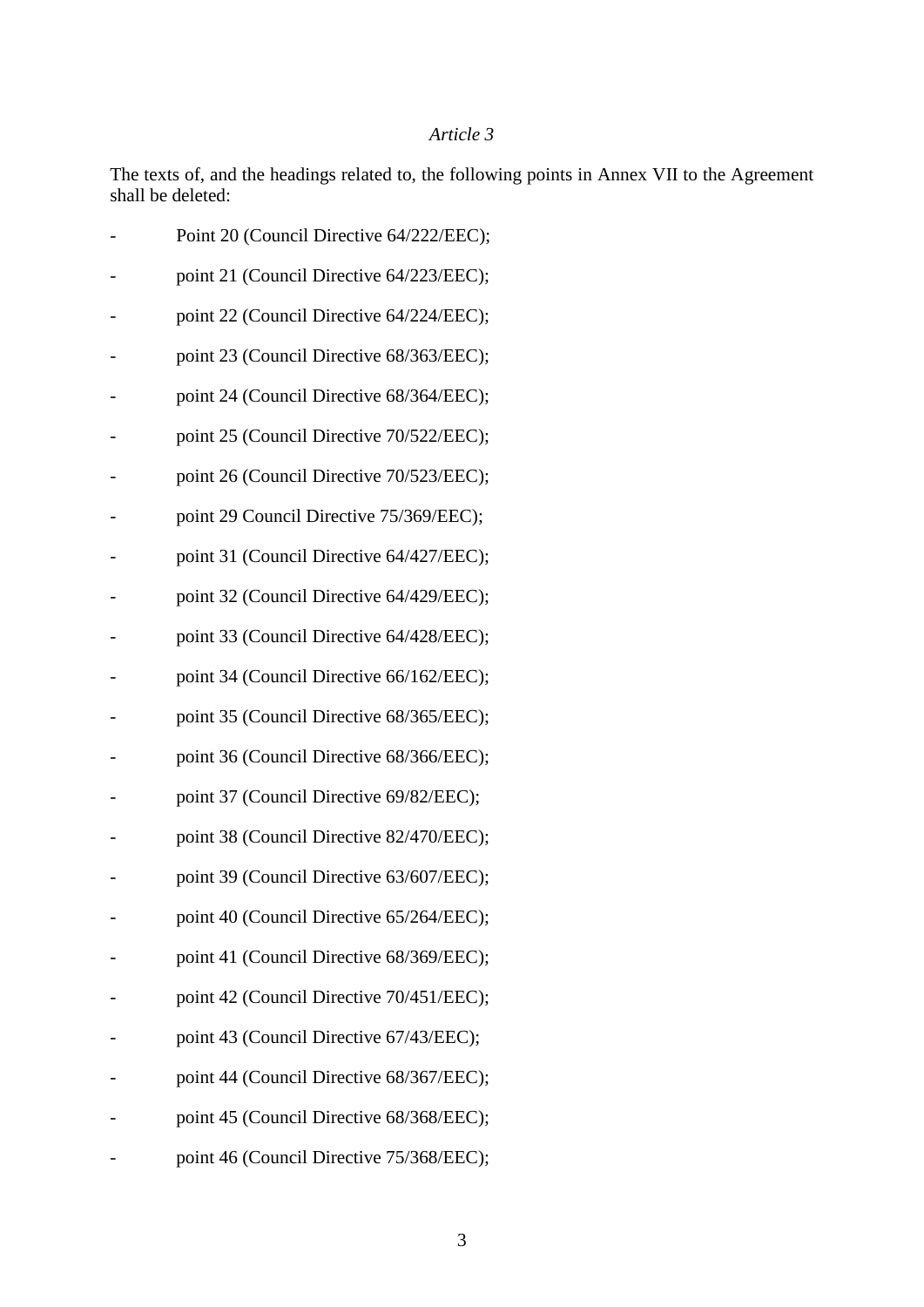*Article 3*

The texts of, and the headings related to, the following points in Annex VII to the Agreement shall be deleted:

- Point 20 (Council Directive 64/222/EEC);
- point 21 (Council Directive 64/223/EEC);
- point 22 (Council Directive 64/224/EEC);
- point 23 (Council Directive 68/363/EEC);
- point 24 (Council Directive 68/364/EEC);
- point 25 (Council Directive 70/522/EEC);
- point 26 (Council Directive 70/523/EEC);
- point 29 Council Directive 75/369/EEC);
- point 31 (Council Directive 64/427/EEC);
- point 32 (Council Directive 64/429/EEC);
- point 33 (Council Directive 64/428/EEC);
- point 34 (Council Directive 66/162/EEC);
- point 35 (Council Directive 68/365/EEC);
- point 36 (Council Directive 68/366/EEC);
- point 37 (Council Directive 69/82/EEC);
- point 38 (Council Directive 82/470/EEC);
- point 39 (Council Directive 63/607/EEC);
- point 40 (Council Directive 65/264/EEC);
- point 41 (Council Directive 68/369/EEC);
- point 42 (Council Directive 70/451/EEC);
- point 43 (Council Directive 67/43/EEC);
- point 44 (Council Directive 68/367/EEC);
- point 45 (Council Directive 68/368/EEC);
- point 46 (Council Directive 75/368/EEC);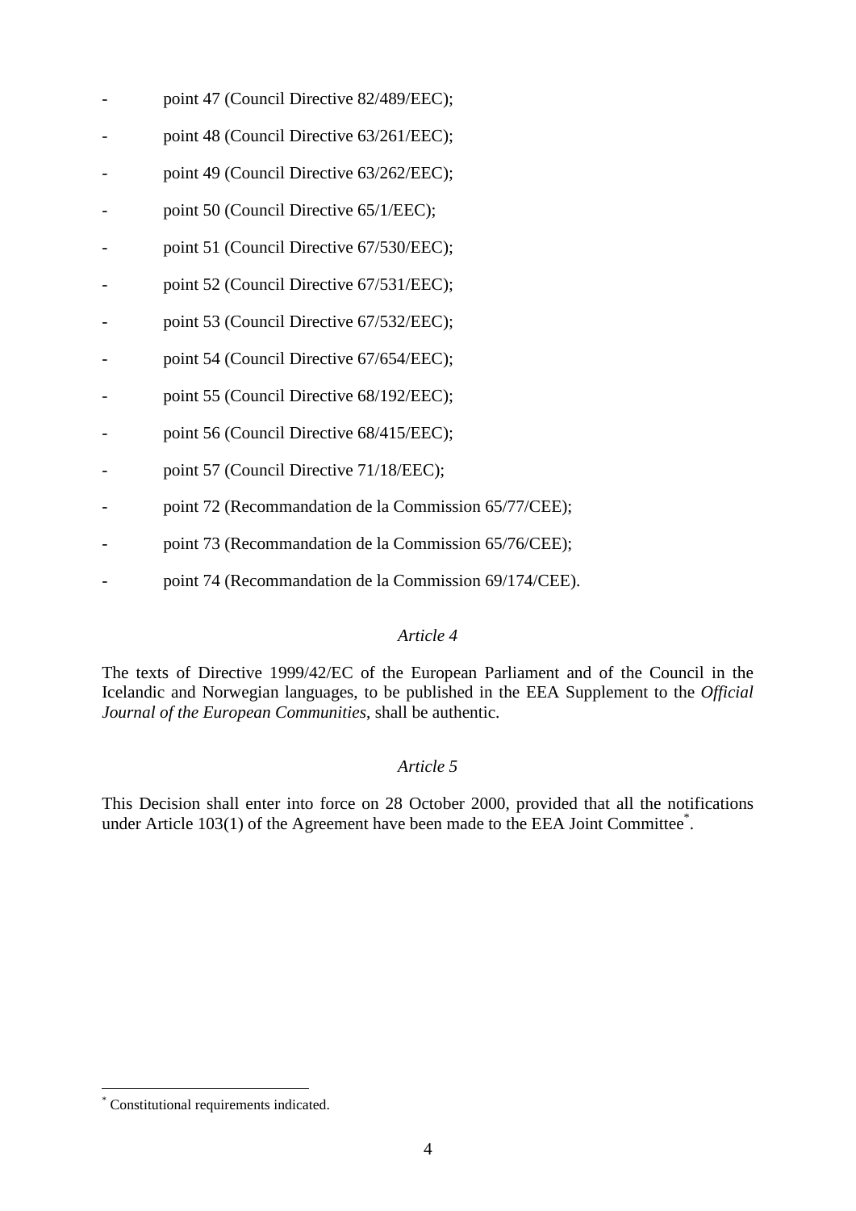- point 47 (Council Directive 82/489/EEC);
- point 48 (Council Directive 63/261/EEC);
- point 49 (Council Directive 63/262/EEC);
- point 50 (Council Directive 65/1/EEC);
- point 51 (Council Directive 67/530/EEC);
- point 52 (Council Directive 67/531/EEC);
- point 53 (Council Directive 67/532/EEC);
- point 54 (Council Directive 67/654/EEC);
- point 55 (Council Directive 68/192/EEC);
- point 56 (Council Directive 68/415/EEC);
- point 57 (Council Directive 71/18/EEC);
- point 72 (Recommandation de la Commission 65/77/CEE);
- point 73 (Recommandation de la Commission 65/76/CEE);
- point 74 (Recommandation de la Commission 69/174/CEE).

*Article 4*

The texts of Directive 1999/42/EC of the European Parliament and of the Council in the Icelandic and Norwegian languages, to be published in the EEA Supplement to the *Official Journal of the European Communities*, shall be authentic.

*Article 5*

This Decision shall enter into force on 28 October 2000, provided that all the notifications under Article 103(1) of the Agreement have been made to the EEA Joint Committee[*].

[*] Constitutional requirements indicated.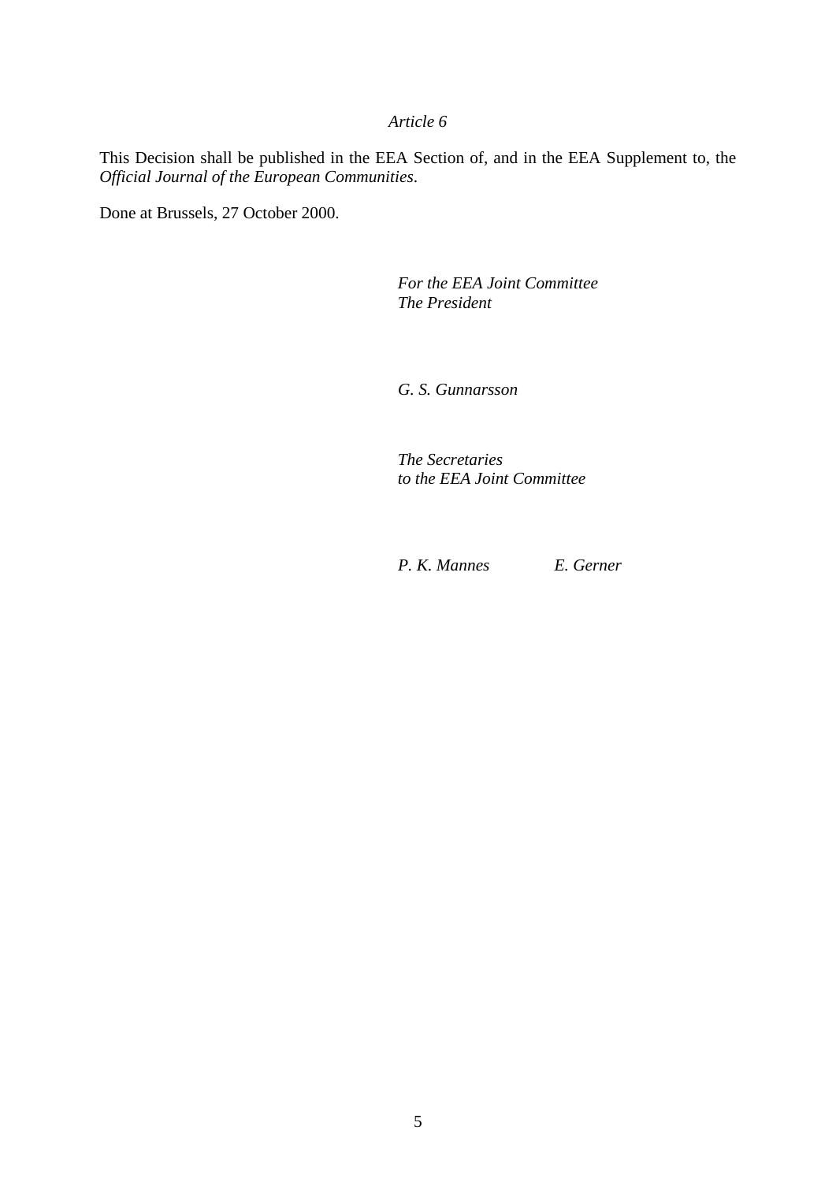*Article 6*

This Decision shall be published in the EEA Section of, and in the EEA Supplement to, the *Official Journal of the European Communities*.

Done at Brussels, 27 October 2000.

*For the EEA Joint Committee*
*The President*

*G. S. Gunnarsson*

*The Secretaries*
*to the EEA Joint Committee*

*P. K. Mannes* *E. Gerner*